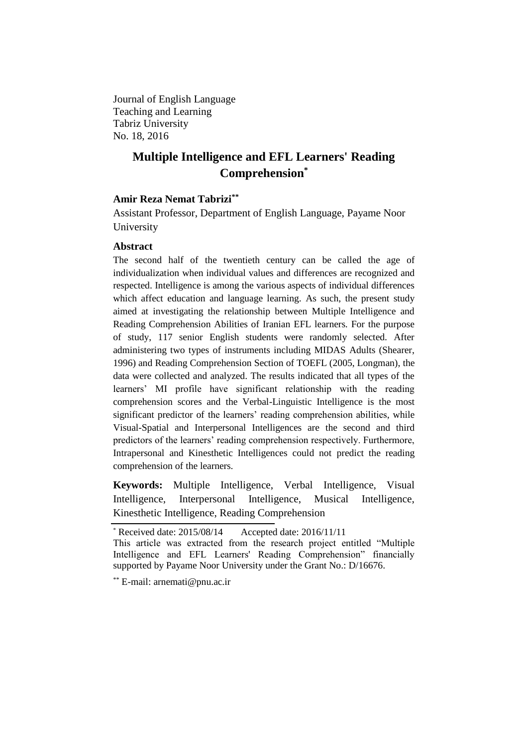Journal of English Language
Teaching and Learning
Tabriz University
No. 18, 2016

# Multiple Intelligence and EFL Learners' Reading Comprehension[*]

**Amir Reza Nemat Tabrizi[**]**

Assistant Professor, Department of English Language, Payame Noor University

### Abstract

The second half of the twentieth century can be called the age of individualization when individual values and differences are recognized and respected. Intelligence is among the various aspects of individual differences which affect education and language learning. As such, the present study aimed at investigating the relationship between Multiple Intelligence and Reading Comprehension Abilities of Iranian EFL learners. For the purpose of study, 117 senior English students were randomly selected. After administering two types of instruments including MIDAS Adults (Shearer, 1996) and Reading Comprehension Section of TOEFL (2005, Longman), the data were collected and analyzed. The results indicated that all types of the learners' MI profile have significant relationship with the reading comprehension scores and the Verbal-Linguistic Intelligence is the most significant predictor of the learners' reading comprehension abilities, while Visual-Spatial and Interpersonal Intelligences are the second and third predictors of the learners' reading comprehension respectively. Furthermore, Intrapersonal and Kinesthetic Intelligences could not predict the reading comprehension of the learners.

**Keywords:** Multiple Intelligence, Verbal Intelligence, Visual Intelligence, Interpersonal Intelligence, Musical Intelligence, Kinesthetic Intelligence, Reading Comprehension

---

[*] Received date: 2015/08/14 Accepted date: 2016/11/11

This article was extracted from the research project entitled "Multiple Intelligence and EFL Learners' Reading Comprehension" financially supported by Payame Noor University under the Grant No.: D/16676.

[**] E-mail: arnemati@pnu.ac.ir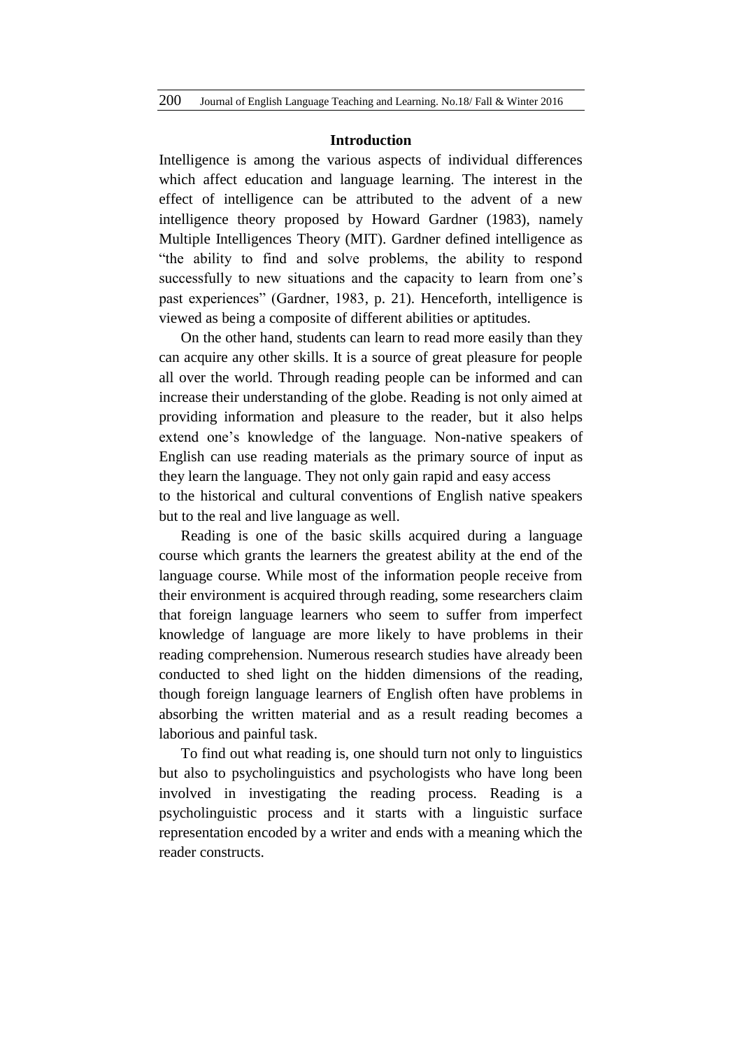## Introduction

Intelligence is among the various aspects of individual differences which affect education and language learning. The interest in the effect of intelligence can be attributed to the advent of a new intelligence theory proposed by Howard Gardner (1983), namely Multiple Intelligences Theory (MIT). Gardner defined intelligence as "the ability to find and solve problems, the ability to respond successfully to new situations and the capacity to learn from one's past experiences" (Gardner, 1983, p. 21). Henceforth, intelligence is viewed as being a composite of different abilities or aptitudes.

On the other hand, students can learn to read more easily than they can acquire any other skills. It is a source of great pleasure for people all over the world. Through reading people can be informed and can increase their understanding of the globe. Reading is not only aimed at providing information and pleasure to the reader, but it also helps extend one's knowledge of the language. Non-native speakers of English can use reading materials as the primary source of input as they learn the language. They not only gain rapid and easy access to the historical and cultural conventions of English native speakers but to the real and live language as well.

Reading is one of the basic skills acquired during a language course which grants the learners the greatest ability at the end of the language course. While most of the information people receive from their environment is acquired through reading, some researchers claim that foreign language learners who seem to suffer from imperfect knowledge of language are more likely to have problems in their reading comprehension. Numerous research studies have already been conducted to shed light on the hidden dimensions of the reading, though foreign language learners of English often have problems in absorbing the written material and as a result reading becomes a laborious and painful task.

To find out what reading is, one should turn not only to linguistics but also to psycholinguistics and psychologists who have long been involved in investigating the reading process. Reading is a psycholinguistic process and it starts with a linguistic surface representation encoded by a writer and ends with a meaning which the reader constructs.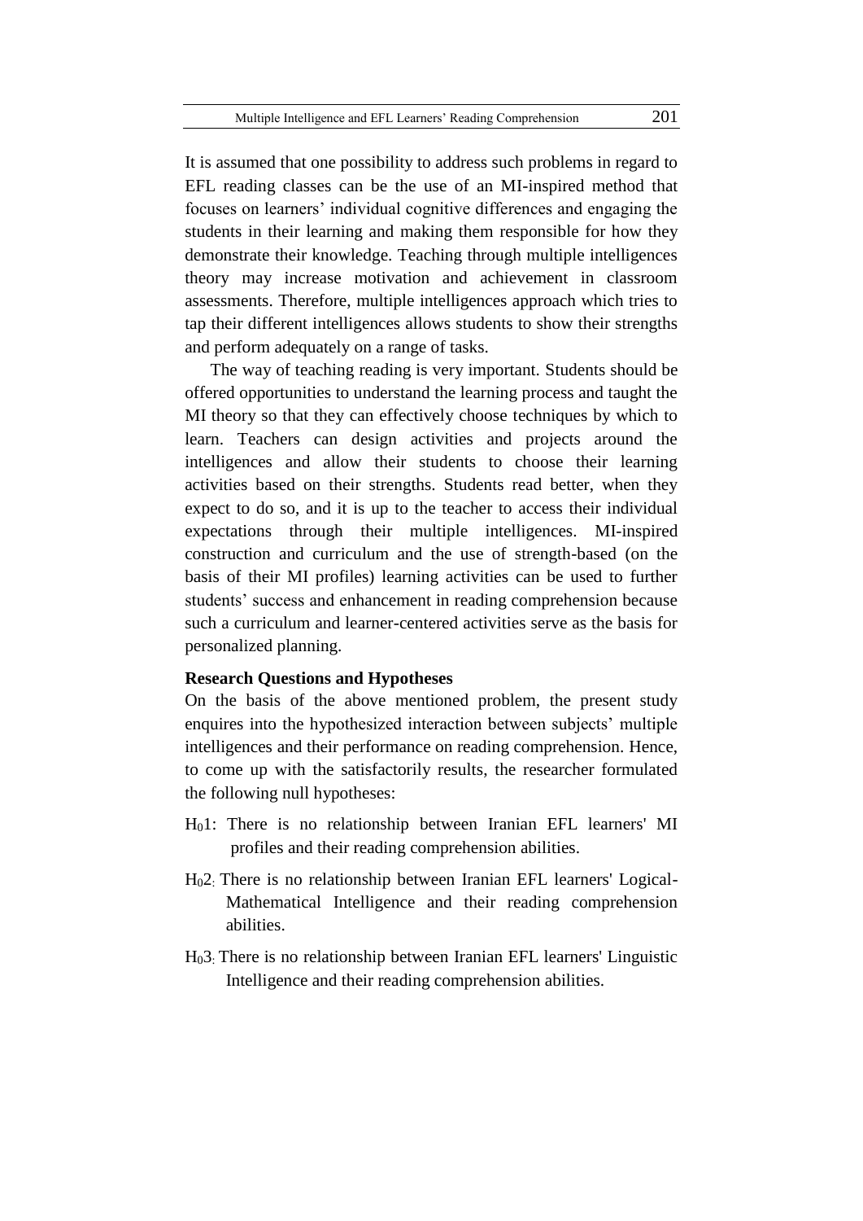It is assumed that one possibility to address such problems in regard to EFL reading classes can be the use of an MI-inspired method that focuses on learners' individual cognitive differences and engaging the students in their learning and making them responsible for how they demonstrate their knowledge. Teaching through multiple intelligences theory may increase motivation and achievement in classroom assessments. Therefore, multiple intelligences approach which tries to tap their different intelligences allows students to show their strengths and perform adequately on a range of tasks.

The way of teaching reading is very important. Students should be offered opportunities to understand the learning process and taught the MI theory so that they can effectively choose techniques by which to learn. Teachers can design activities and projects around the intelligences and allow their students to choose their learning activities based on their strengths. Students read better, when they expect to do so, and it is up to the teacher to access their individual expectations through their multiple intelligences. MI-inspired construction and curriculum and the use of strength-based (on the basis of their MI profiles) learning activities can be used to further students' success and enhancement in reading comprehension because such a curriculum and learner-centered activities serve as the basis for personalized planning.

**Research Questions and Hypotheses**

On the basis of the above mentioned problem, the present study enquires into the hypothesized interaction between subjects' multiple intelligences and their performance on reading comprehension. Hence, to come up with the satisfactorily results, the researcher formulated the following null hypotheses:

$H_0$1: There is no relationship between Iranian EFL learners' MI profiles and their reading comprehension abilities.

$H_0$2: There is no relationship between Iranian EFL learners' Logical-Mathematical Intelligence and their reading comprehension abilities.

$H_0$3: There is no relationship between Iranian EFL learners' Linguistic Intelligence and their reading comprehension abilities.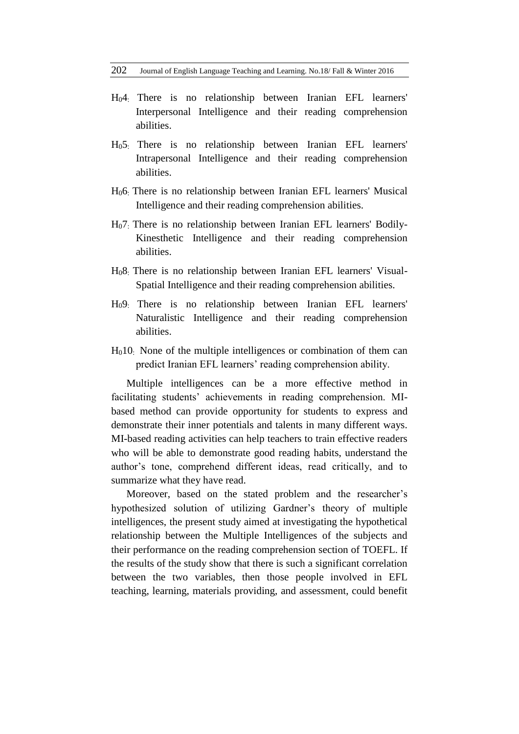$H_0 4$: There is no relationship between Iranian EFL learners' Interpersonal Intelligence and their reading comprehension abilities.

$H_0 5$: There is no relationship between Iranian EFL learners' Intrapersonal Intelligence and their reading comprehension abilities.

$H_0 6$: There is no relationship between Iranian EFL learners' Musical Intelligence and their reading comprehension abilities.

$H_0 7$: There is no relationship between Iranian EFL learners' Bodily-Kinesthetic Intelligence and their reading comprehension abilities.

$H_0 8$: There is no relationship between Iranian EFL learners' Visual-Spatial Intelligence and their reading comprehension abilities.

$H_0 9$: There is no relationship between Iranian EFL learners' Naturalistic Intelligence and their reading comprehension abilities.

$H_0 10$: None of the multiple intelligences or combination of them can predict Iranian EFL learners' reading comprehension ability.

Multiple intelligences can be a more effective method in facilitating students' achievements in reading comprehension. MI-based method can provide opportunity for students to express and demonstrate their inner potentials and talents in many different ways. MI-based reading activities can help teachers to train effective readers who will be able to demonstrate good reading habits, understand the author's tone, comprehend different ideas, read critically, and to summarize what they have read.

Moreover, based on the stated problem and the researcher's hypothesized solution of utilizing Gardner's theory of multiple intelligences, the present study aimed at investigating the hypothetical relationship between the Multiple Intelligences of the subjects and their performance on the reading comprehension section of TOEFL. If the results of the study show that there is such a significant correlation between the two variables, then those people involved in EFL teaching, learning, materials providing, and assessment, could benefit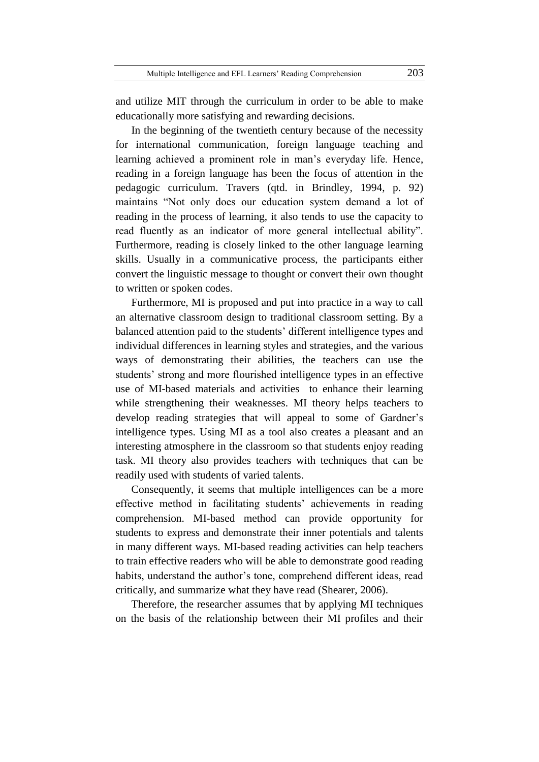and utilize MIT through the curriculum in order to be able to make educationally more satisfying and rewarding decisions.

In the beginning of the twentieth century because of the necessity for international communication, foreign language teaching and learning achieved a prominent role in man's everyday life. Hence, reading in a foreign language has been the focus of attention in the pedagogic curriculum. Travers (qtd. in Brindley, 1994, p. 92) maintains "Not only does our education system demand a lot of reading in the process of learning, it also tends to use the capacity to read fluently as an indicator of more general intellectual ability". Furthermore, reading is closely linked to the other language learning skills. Usually in a communicative process, the participants either convert the linguistic message to thought or convert their own thought to written or spoken codes.

Furthermore, MI is proposed and put into practice in a way to call an alternative classroom design to traditional classroom setting. By a balanced attention paid to the students' different intelligence types and individual differences in learning styles and strategies, and the various ways of demonstrating their abilities, the teachers can use the students' strong and more flourished intelligence types in an effective use of MI-based materials and activities to enhance their learning while strengthening their weaknesses. MI theory helps teachers to develop reading strategies that will appeal to some of Gardner's intelligence types. Using MI as a tool also creates a pleasant and an interesting atmosphere in the classroom so that students enjoy reading task. MI theory also provides teachers with techniques that can be readily used with students of varied talents.

Consequently, it seems that multiple intelligences can be a more effective method in facilitating students' achievements in reading comprehension. MI-based method can provide opportunity for students to express and demonstrate their inner potentials and talents in many different ways. MI-based reading activities can help teachers to train effective readers who will be able to demonstrate good reading habits, understand the author's tone, comprehend different ideas, read critically, and summarize what they have read (Shearer, 2006).

Therefore, the researcher assumes that by applying MI techniques on the basis of the relationship between their MI profiles and their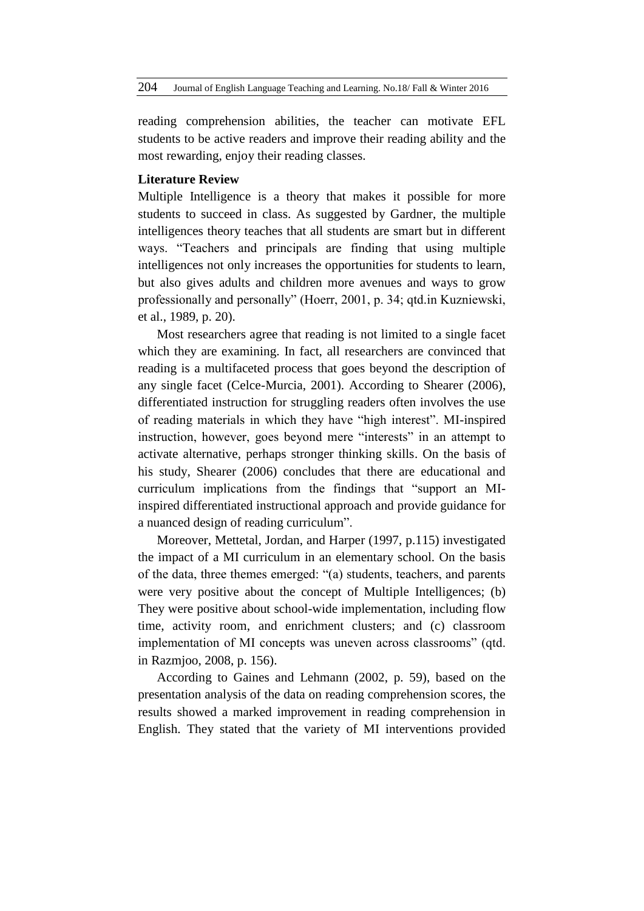reading comprehension abilities, the teacher can motivate EFL students to be active readers and improve their reading ability and the most rewarding, enjoy their reading classes.

## Literature Review

Multiple Intelligence is a theory that makes it possible for more students to succeed in class. As suggested by Gardner, the multiple intelligences theory teaches that all students are smart but in different ways. "Teachers and principals are finding that using multiple intelligences not only increases the opportunities for students to learn, but also gives adults and children more avenues and ways to grow professionally and personally" (Hoerr, 2001, p. 34; qtd.in Kuzniewski, et al., 1989, p. 20).

Most researchers agree that reading is not limited to a single facet which they are examining. In fact, all researchers are convinced that reading is a multifaceted process that goes beyond the description of any single facet (Celce-Murcia, 2001). According to Shearer (2006), differentiated instruction for struggling readers often involves the use of reading materials in which they have "high interest". MI-inspired instruction, however, goes beyond mere "interests" in an attempt to activate alternative, perhaps stronger thinking skills. On the basis of his study, Shearer (2006) concludes that there are educational and curriculum implications from the findings that "support an MI-inspired differentiated instructional approach and provide guidance for a nuanced design of reading curriculum".

Moreover, Mettetal, Jordan, and Harper (1997, p.115) investigated the impact of a MI curriculum in an elementary school. On the basis of the data, three themes emerged: "(a) students, teachers, and parents were very positive about the concept of Multiple Intelligences; (b) They were positive about school-wide implementation, including flow time, activity room, and enrichment clusters; and (c) classroom implementation of MI concepts was uneven across classrooms" (qtd. in Razmjoo, 2008, p. 156).

According to Gaines and Lehmann (2002, p. 59), based on the presentation analysis of the data on reading comprehension scores, the results showed a marked improvement in reading comprehension in English. They stated that the variety of MI interventions provided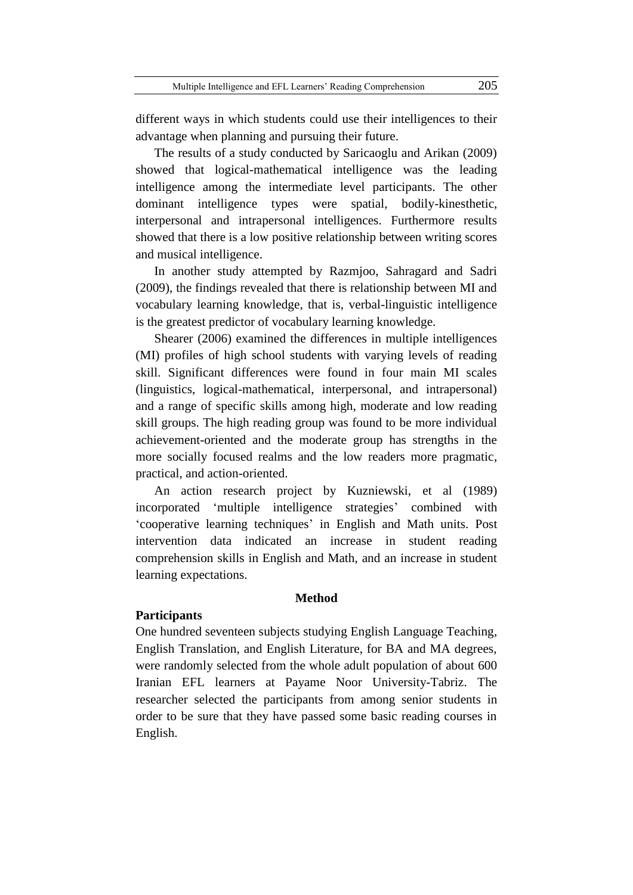different ways in which students could use their intelligences to their advantage when planning and pursuing their future.

The results of a study conducted by Saricaoglu and Arikan (2009) showed that logical-mathematical intelligence was the leading intelligence among the intermediate level participants. The other dominant intelligence types were spatial, bodily-kinesthetic, interpersonal and intrapersonal intelligences. Furthermore results showed that there is a low positive relationship between writing scores and musical intelligence.

In another study attempted by Razmjoo, Sahragard and Sadri (2009), the findings revealed that there is relationship between MI and vocabulary learning knowledge, that is, verbal-linguistic intelligence is the greatest predictor of vocabulary learning knowledge.

Shearer (2006) examined the differences in multiple intelligences (MI) profiles of high school students with varying levels of reading skill. Significant differences were found in four main MI scales (linguistics, logical-mathematical, interpersonal, and intrapersonal) and a range of specific skills among high, moderate and low reading skill groups. The high reading group was found to be more individual achievement-oriented and the moderate group has strengths in the more socially focused realms and the low readers more pragmatic, practical, and action-oriented.

An action research project by Kuzniewski, et al (1989) incorporated 'multiple intelligence strategies' combined with 'cooperative learning techniques' in English and Math units. Post intervention data indicated an increase in student reading comprehension skills in English and Math, and an increase in student learning expectations.

## Method

### Participants

One hundred seventeen subjects studying English Language Teaching, English Translation, and English Literature, for BA and MA degrees, were randomly selected from the whole adult population of about 600 Iranian EFL learners at Payame Noor University-Tabriz. The researcher selected the participants from among senior students in order to be sure that they have passed some basic reading courses in English.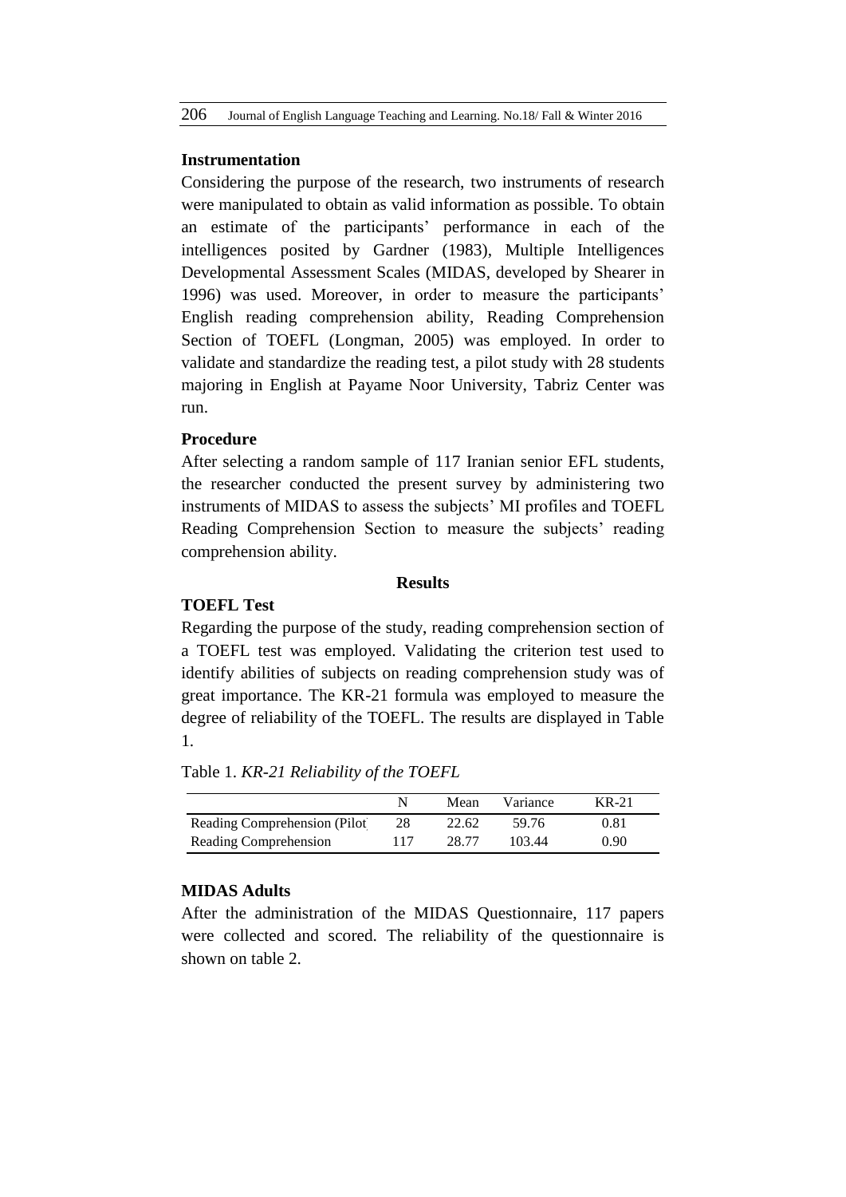### Instrumentation

Considering the purpose of the research, two instruments of research were manipulated to obtain as valid information as possible. To obtain an estimate of the participants' performance in each of the intelligences posited by Gardner (1983), Multiple Intelligences Developmental Assessment Scales (MIDAS, developed by Shearer in 1996) was used. Moreover, in order to measure the participants' English reading comprehension ability, Reading Comprehension Section of TOEFL (Longman, 2005) was employed. In order to validate and standardize the reading test, a pilot study with 28 students majoring in English at Payame Noor University, Tabriz Center was run.

### Procedure

After selecting a random sample of 117 Iranian senior EFL students, the researcher conducted the present survey by administering two instruments of MIDAS to assess the subjects' MI profiles and TOEFL Reading Comprehension Section to measure the subjects' reading comprehension ability.

## Results

### TOEFL Test

Regarding the purpose of the study, reading comprehension section of a TOEFL test was employed. Validating the criterion test used to identify abilities of subjects on reading comprehension study was of great importance. The KR-21 formula was employed to measure the degree of reliability of the TOEFL. The results are displayed in Table 1.

Table 1. *KR-21 Reliability of the TOEFL*

| | N | Mean | Variance | KR-21 |
|---|---|---|---|---|
| Reading Comprehension (Pilot | 28 | 22.62 | 59.76 | 0.81 |
| Reading Comprehension | 117 | 28.77 | 103.44 | 0.90 |

### MIDAS Adults

After the administration of the MIDAS Questionnaire, 117 papers were collected and scored. The reliability of the questionnaire is shown on table 2.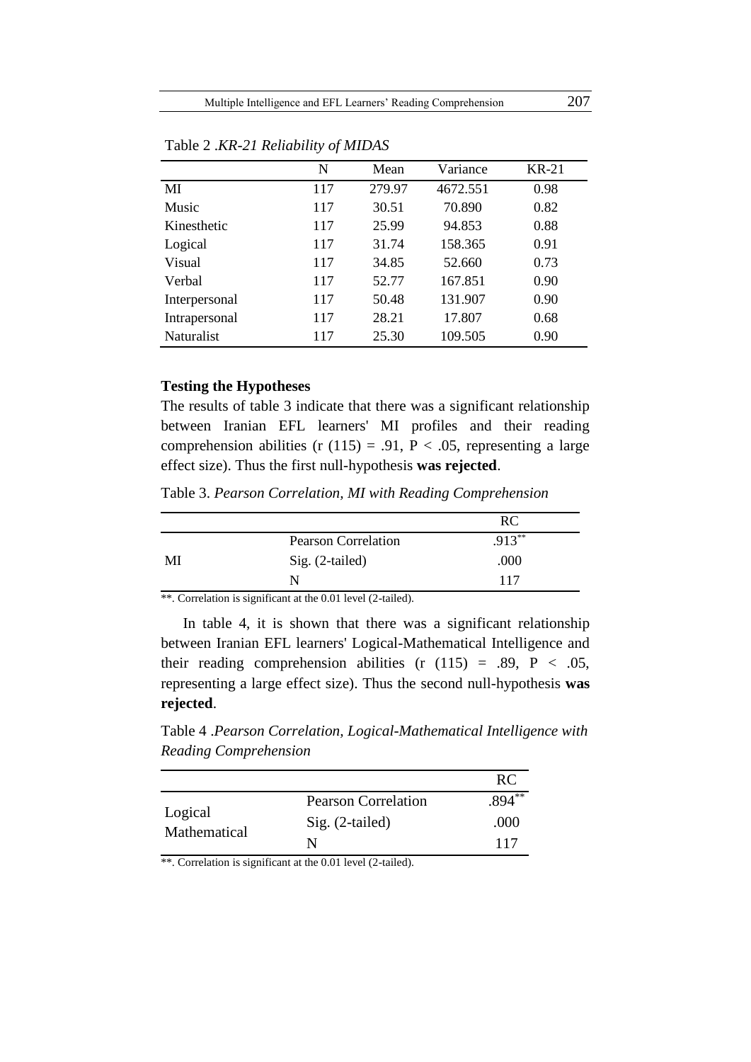Table 2 .*KR-21 Reliability of MIDAS*

| | N | Mean | Variance | KR-21 |
|---|---|---|---|---|
| MI | 117 | 279.97 | 4672.551 | 0.98 |
| Music | 117 | 30.51 | 70.890 | 0.82 |
| Kinesthetic | 117 | 25.99 | 94.853 | 0.88 |
| Logical | 117 | 31.74 | 158.365 | 0.91 |
| Visual | 117 | 34.85 | 52.660 | 0.73 |
| Verbal | 117 | 52.77 | 167.851 | 0.90 |
| Interpersonal | 117 | 50.48 | 131.907 | 0.90 |
| Intrapersonal | 117 | 28.21 | 17.807 | 0.68 |
| Naturalist | 117 | 25.30 | 109.505 | 0.90 |

**Testing the Hypotheses**

The results of table 3 indicate that there was a significant relationship between Iranian EFL learners' MI profiles and their reading comprehension abilities ($r(115) = .91$, $P < .05$, representing a large effect size). Thus the first null-hypothesis **was rejected**.

Table 3. *Pearson Correlation, MI with Reading Comprehension*

| | | RC |
|---|---|---|
| MI | Pearson Correlation | .913** |
| | Sig. (2-tailed) | .000 |
| | N | 117 |

**. Correlation is significant at the 0.01 level (2-tailed).

In table 4, it is shown that there was a significant relationship between Iranian EFL learners' Logical-Mathematical Intelligence and their reading comprehension abilities ($r(115) = .89$, $P < .05$, representing a large effect size). Thus the second null-hypothesis **was rejected**.

Table 4 .*Pearson Correlation, Logical-Mathematical Intelligence with Reading Comprehension*

| | | RC |
|---|---|---|
| Logical Mathematical | Pearson Correlation | .894** |
| | Sig. (2-tailed) | .000 |
| | N | 117 |

**. Correlation is significant at the 0.01 level (2-tailed).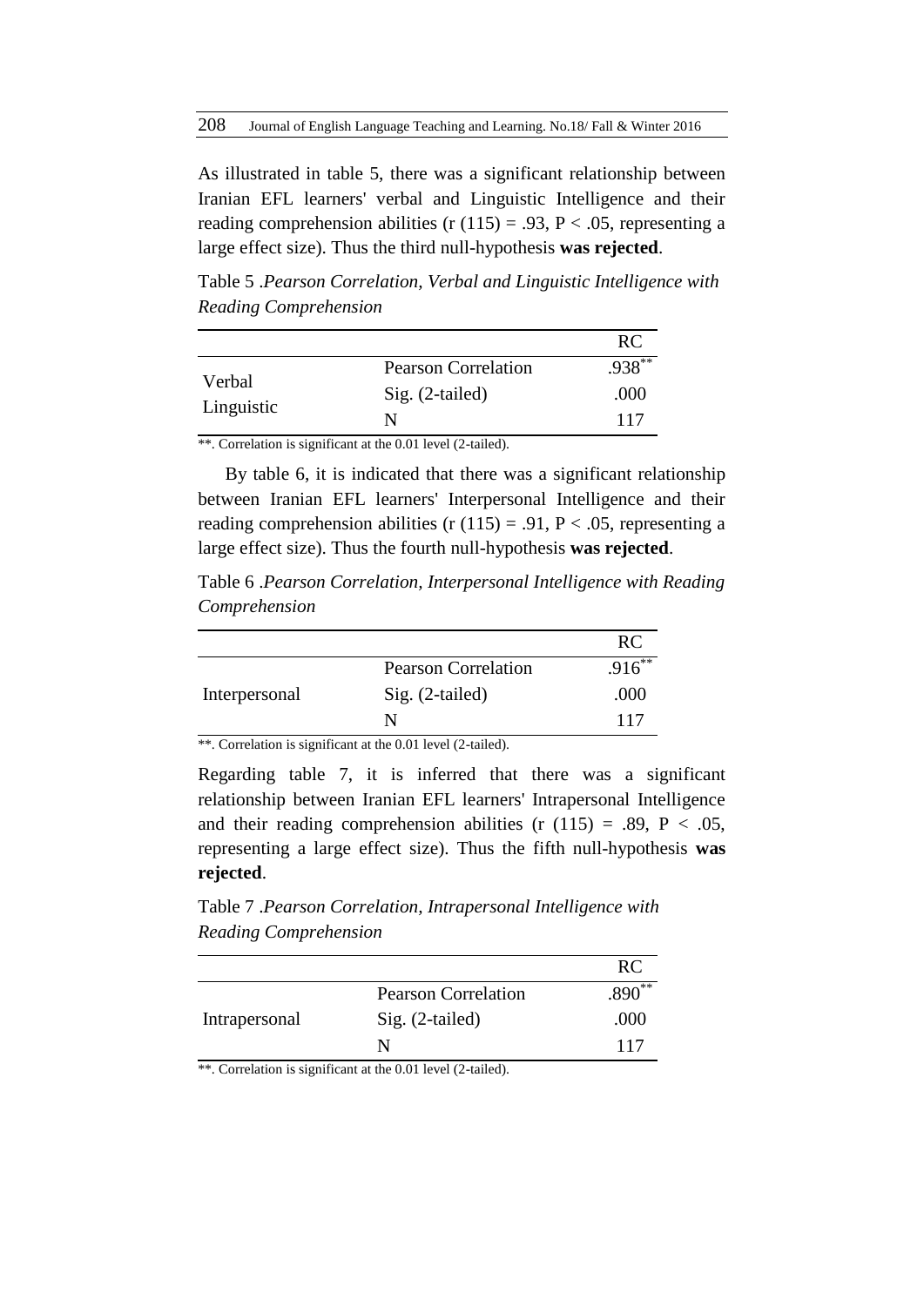As illustrated in table 5, there was a significant relationship between Iranian EFL learners' verbal and Linguistic Intelligence and their reading comprehension abilities (r (115) = .93, P < .05, representing a large effect size). Thus the third null-hypothesis **was rejected**.

Table 5 .*Pearson Correlation, Verbal and Linguistic Intelligence with Reading Comprehension*

| | | RC |
|---|---|---|
| Verbal Linguistic | Pearson Correlation | .938** |
| | Sig. (2-tailed) | .000 |
| | N | 117 |

**. Correlation is significant at the 0.01 level (2-tailed).

By table 6, it is indicated that there was a significant relationship between Iranian EFL learners' Interpersonal Intelligence and their reading comprehension abilities (r (115) = .91, P < .05, representing a large effect size). Thus the fourth null-hypothesis **was rejected**.

Table 6 .*Pearson Correlation, Interpersonal Intelligence with Reading Comprehension*

| | | RC |
|---|---|---|
| Interpersonal | Pearson Correlation | .916** |
| | Sig. (2-tailed) | .000 |
| | N | 117 |

**. Correlation is significant at the 0.01 level (2-tailed).

Regarding table 7, it is inferred that there was a significant relationship between Iranian EFL learners' Intrapersonal Intelligence and their reading comprehension abilities (r (115) = .89, P < .05, representing a large effect size). Thus the fifth null-hypothesis **was rejected**.

Table 7 .*Pearson Correlation, Intrapersonal Intelligence with Reading Comprehension*

| | | RC |
|---|---|---|
| Intrapersonal | Pearson Correlation | .890** |
| | Sig. (2-tailed) | .000 |
| | N | 117 |

**. Correlation is significant at the 0.01 level (2-tailed).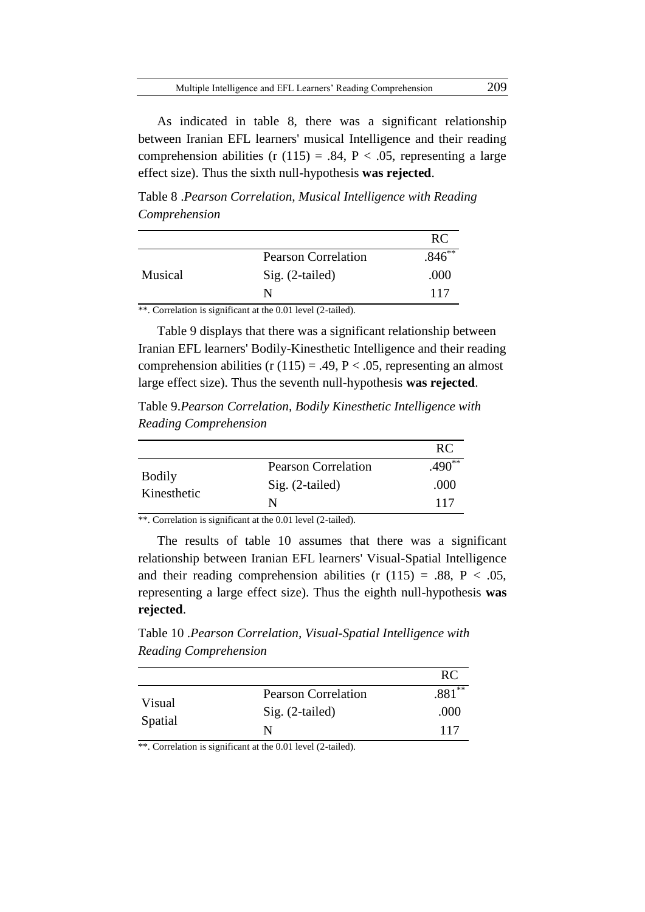As indicated in table 8, there was a significant relationship between Iranian EFL learners' musical Intelligence and their reading comprehension abilities (r (115) = .84, $P < .05$, representing a large effect size). Thus the sixth null-hypothesis **was rejected**.

Table 8 .*Pearson Correlation, Musical Intelligence with Reading Comprehension*

| | | RC |
|---|---|---|
| Musical | Pearson Correlation | .846** |
| | Sig. (2-tailed) | .000 |
| | N | 117 |

**. Correlation is significant at the 0.01 level (2-tailed).

Table 9 displays that there was a significant relationship between Iranian EFL learners' Bodily-Kinesthetic Intelligence and their reading comprehension abilities (r (115) = .49, $P < .05$, representing an almost large effect size). Thus the seventh null-hypothesis **was rejected**.

Table 9.*Pearson Correlation, Bodily Kinesthetic Intelligence with Reading Comprehension*

| | | RC |
|---|---|---|
| Bodily Kinesthetic | Pearson Correlation | .490** |
| | Sig. (2-tailed) | .000 |
| | N | 117 |

**. Correlation is significant at the 0.01 level (2-tailed).

The results of table 10 assumes that there was a significant relationship between Iranian EFL learners' Visual-Spatial Intelligence and their reading comprehension abilities (r (115) = .88, $P < .05$, representing a large effect size). Thus the eighth null-hypothesis **was rejected**.

Table 10 .*Pearson Correlation, Visual-Spatial Intelligence with Reading Comprehension*

| | | RC |
|---|---|---|
| Visual Spatial | Pearson Correlation | .881** |
| | Sig. (2-tailed) | .000 |
| | N | 117 |

**. Correlation is significant at the 0.01 level (2-tailed).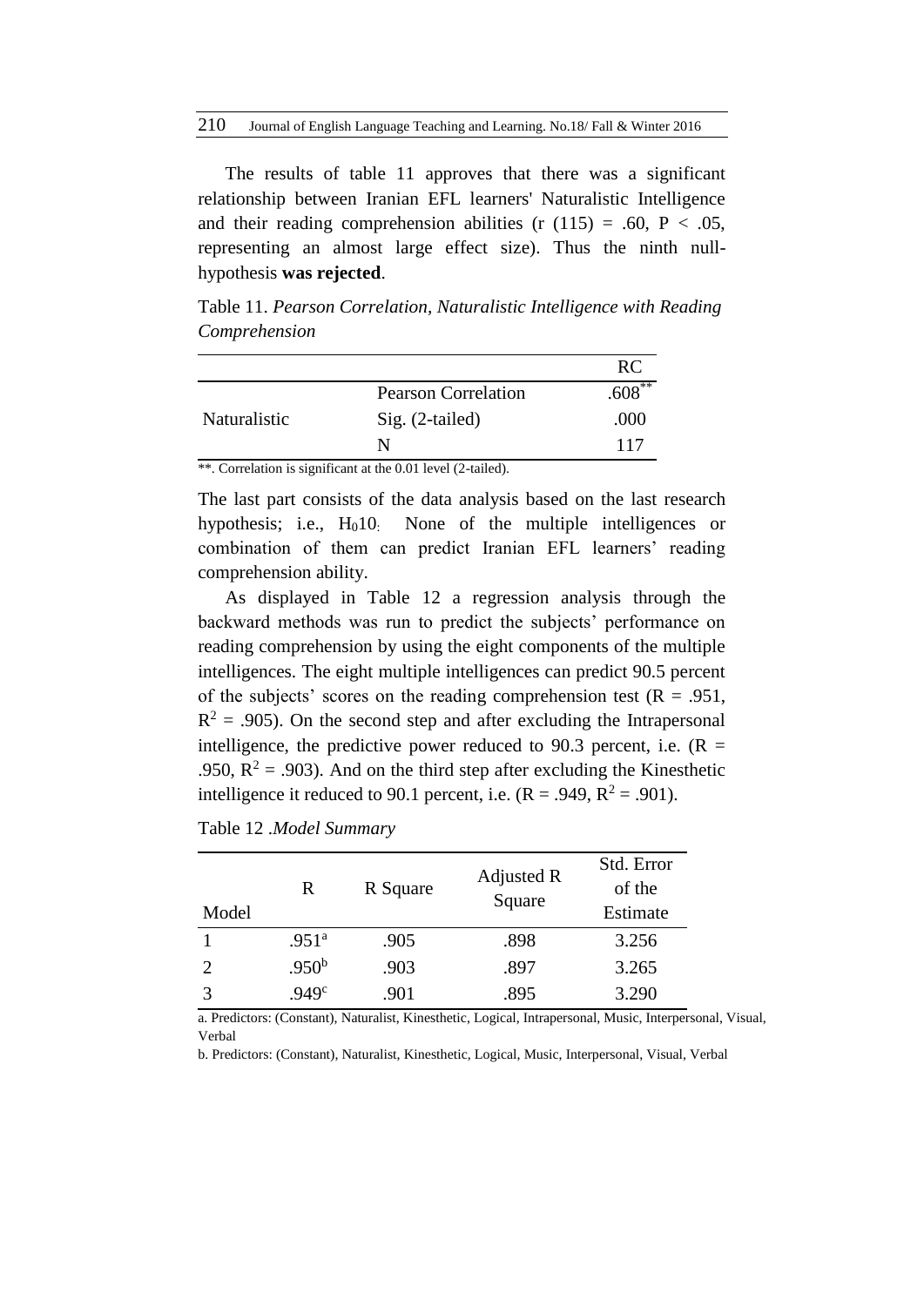The results of table 11 approves that there was a significant relationship between Iranian EFL learners' Naturalistic Intelligence and their reading comprehension abilities (r (115) = .60, $P < .05$, representing an almost large effect size). Thus the ninth null-hypothesis **was rejected**.

Table 11. *Pearson Correlation, Naturalistic Intelligence with Reading Comprehension*

| | | RC |
|---|---|---|
| Naturalistic | Pearson Correlation | .608** |
| | Sig. (2-tailed) | .000 |
| | N | 117 |

**. Correlation is significant at the 0.01 level (2-tailed).

The last part consists of the data analysis based on the last research hypothesis; i.e., $H_0 10$: None of the multiple intelligences or combination of them can predict Iranian EFL learners' reading comprehension ability.

As displayed in Table 12 a regression analysis through the backward methods was run to predict the subjects' performance on reading comprehension by using the eight components of the multiple intelligences. The eight multiple intelligences can predict 90.5 percent of the subjects' scores on the reading comprehension test (R = .951, $R^2$ = .905). On the second step and after excluding the Intrapersonal intelligence, the predictive power reduced to 90.3 percent, i.e. (R = .950, $R^2$ = .903). And on the third step after excluding the Kinesthetic intelligence it reduced to 90.1 percent, i.e. (R = .949, $R^2$ = .901).

Table 12 .*Model Summary*

| Model | R | R Square | Adjusted R Square | Std. Error of the Estimate |
|---|---|---|---|---|
| 1 | .951[a] | .905 | .898 | 3.256 |
| 2 | .950[b] | .903 | .897 | 3.265 |
| 3 | .949[c] | .901 | .895 | 3.290 |

a. Predictors: (Constant), Naturalist, Kinesthetic, Logical, Intrapersonal, Music, Interpersonal, Visual, Verbal

b. Predictors: (Constant), Naturalist, Kinesthetic, Logical, Music, Interpersonal, Visual, Verbal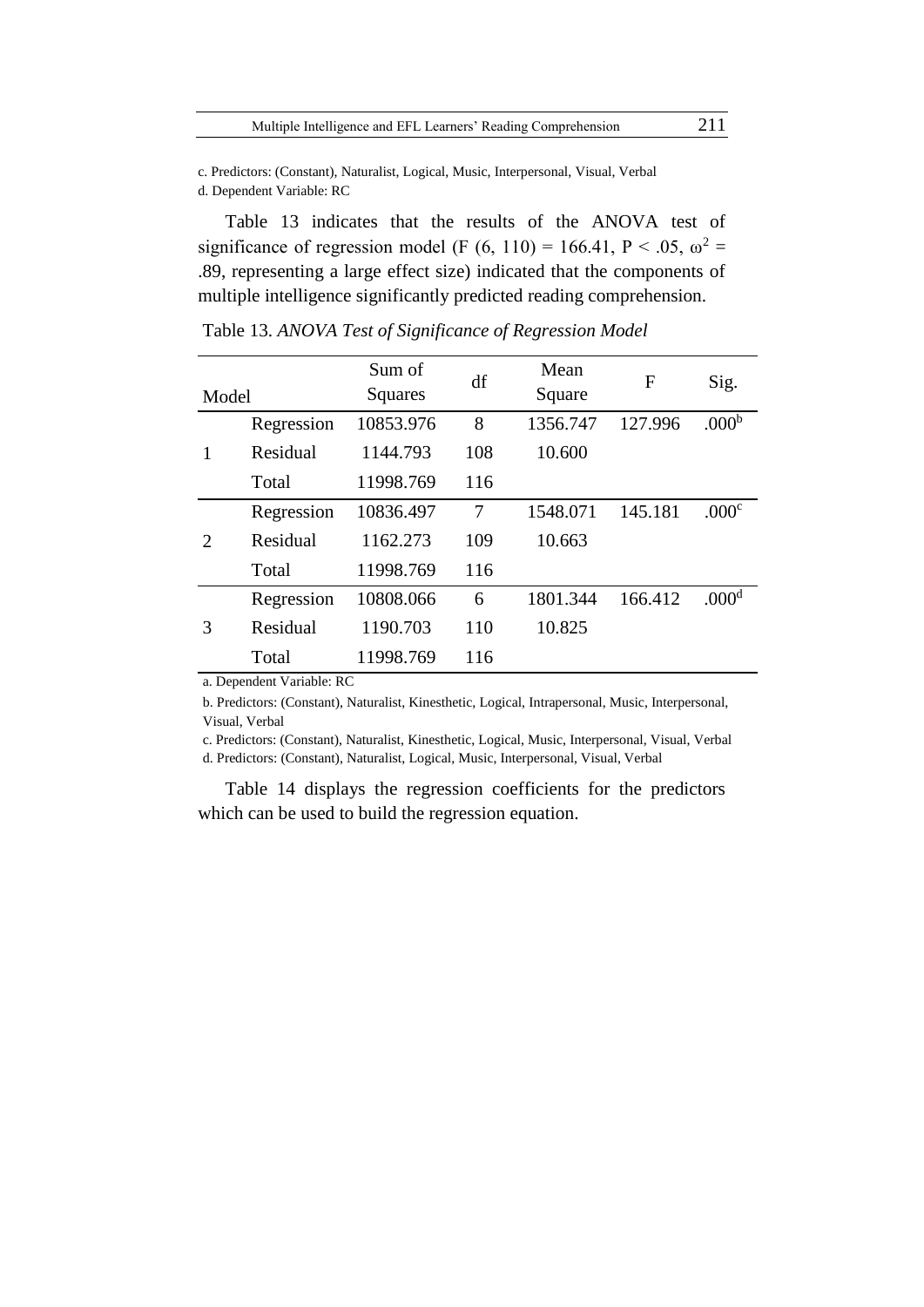c. Predictors: (Constant), Naturalist, Logical, Music, Interpersonal, Visual, Verbal
d. Dependent Variable: RC

Table 13 indicates that the results of the ANOVA test of significance of regression model ($F(6, 110) = 166.41$, $P < .05$, $\omega^2 = .89$, representing a large effect size) indicated that the components of multiple intelligence significantly predicted reading comprehension.

Table 13. *ANOVA Test of Significance of Regression Model*

| Model | | Sum of Squares | df | Mean Square | F | Sig. |
|---|---|---|---|---|---|---|
| 1 | Regression | 10853.976 | 8 | 1356.747 | 127.996 | .000[b] |
| | Residual | 1144.793 | 108 | 10.600 | | |
| | Total | 11998.769 | 116 | | | |
| 2 | Regression | 10836.497 | 7 | 1548.071 | 145.181 | .000[c] |
| | Residual | 1162.273 | 109 | 10.663 | | |
| | Total | 11998.769 | 116 | | | |
| 3 | Regression | 10808.066 | 6 | 1801.344 | 166.412 | .000[d] |
| | Residual | 1190.703 | 110 | 10.825 | | |
| | Total | 11998.769 | 116 | | | |

a. Dependent Variable: RC
b. Predictors: (Constant), Naturalist, Kinesthetic, Logical, Intrapersonal, Music, Interpersonal, Visual, Verbal
c. Predictors: (Constant), Naturalist, Kinesthetic, Logical, Music, Interpersonal, Visual, Verbal
d. Predictors: (Constant), Naturalist, Logical, Music, Interpersonal, Visual, Verbal

Table 14 displays the regression coefficients for the predictors which can be used to build the regression equation.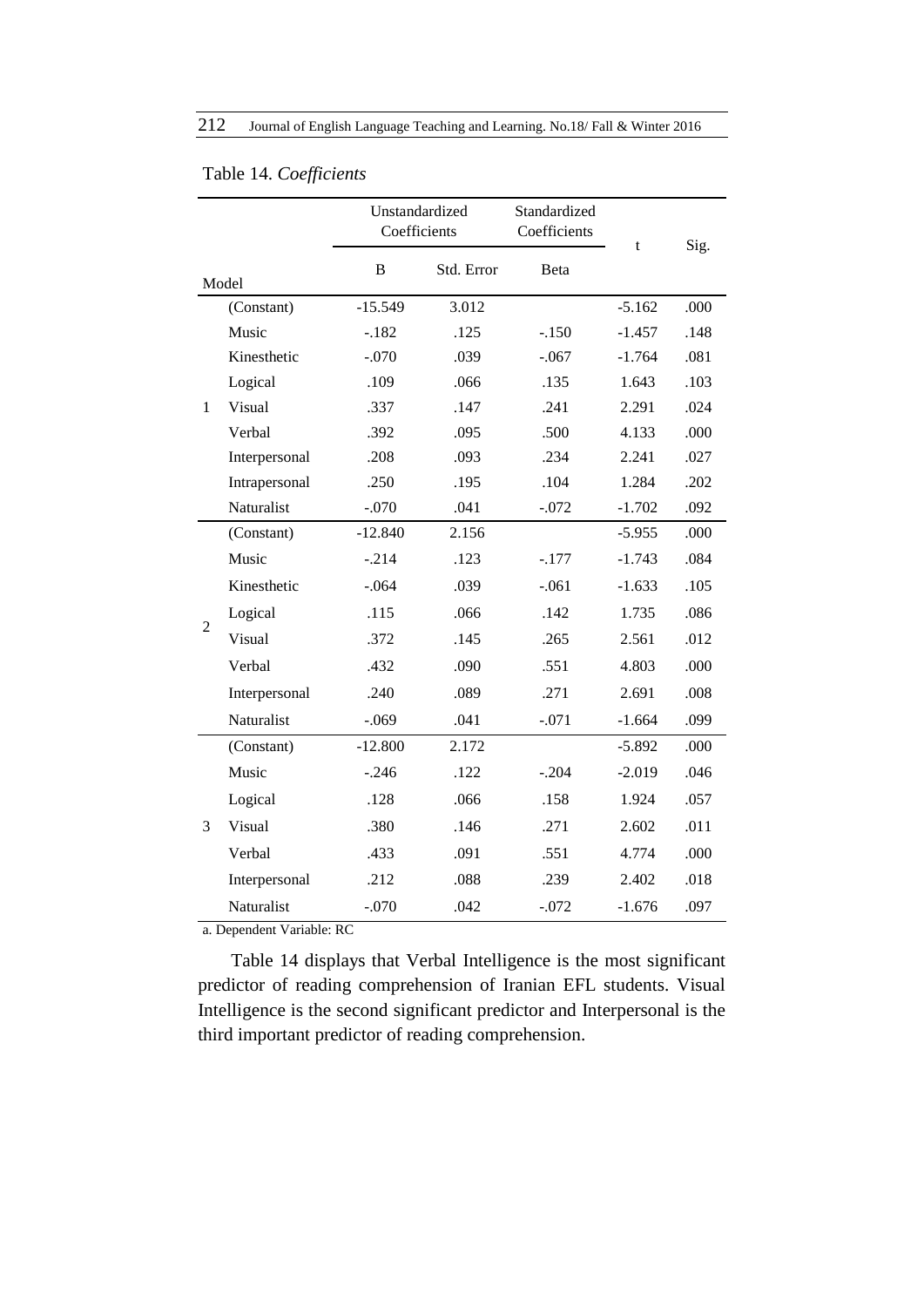Table 14. *Coefficients*

| Model | | Unstandardized Coefficients | | Standardized Coefficients | t | Sig. |
|---|---|---|---|---|---|---|
| | | B | Std. Error | Beta | | |
| 1 | (Constant) | -15.549 | 3.012 | | -5.162 | .000 |
| | Music | -.182 | .125 | -.150 | -1.457 | .148 |
| | Kinesthetic | -.070 | .039 | -.067 | -1.764 | .081 |
| | Logical | .109 | .066 | .135 | 1.643 | .103 |
| | Visual | .337 | .147 | .241 | 2.291 | .024 |
| | Verbal | .392 | .095 | .500 | 4.133 | .000 |
| | Interpersonal | .208 | .093 | .234 | 2.241 | .027 |
| | Intrapersonal | .250 | .195 | .104 | 1.284 | .202 |
| | Naturalist | -.070 | .041 | -.072 | -1.702 | .092 |
| 2 | (Constant) | -12.840 | 2.156 | | -5.955 | .000 |
| | Music | -.214 | .123 | -.177 | -1.743 | .084 |
| | Kinesthetic | -.064 | .039 | -.061 | -1.633 | .105 |
| | Logical | .115 | .066 | .142 | 1.735 | .086 |
| | Visual | .372 | .145 | .265 | 2.561 | .012 |
| | Verbal | .432 | .090 | .551 | 4.803 | .000 |
| | Interpersonal | .240 | .089 | .271 | 2.691 | .008 |
| | Naturalist | -.069 | .041 | -.071 | -1.664 | .099 |
| 3 | (Constant) | -12.800 | 2.172 | | -5.892 | .000 |
| | Music | -.246 | .122 | -.204 | -2.019 | .046 |
| | Logical | .128 | .066 | .158 | 1.924 | .057 |
| | Visual | .380 | .146 | .271 | 2.602 | .011 |
| | Verbal | .433 | .091 | .551 | 4.774 | .000 |
| | Interpersonal | .212 | .088 | .239 | 2.402 | .018 |
| | Naturalist | -.070 | .042 | -.072 | -1.676 | .097 |

a. Dependent Variable: RC

Table 14 displays that Verbal Intelligence is the most significant predictor of reading comprehension of Iranian EFL students. Visual Intelligence is the second significant predictor and Interpersonal is the third important predictor of reading comprehension.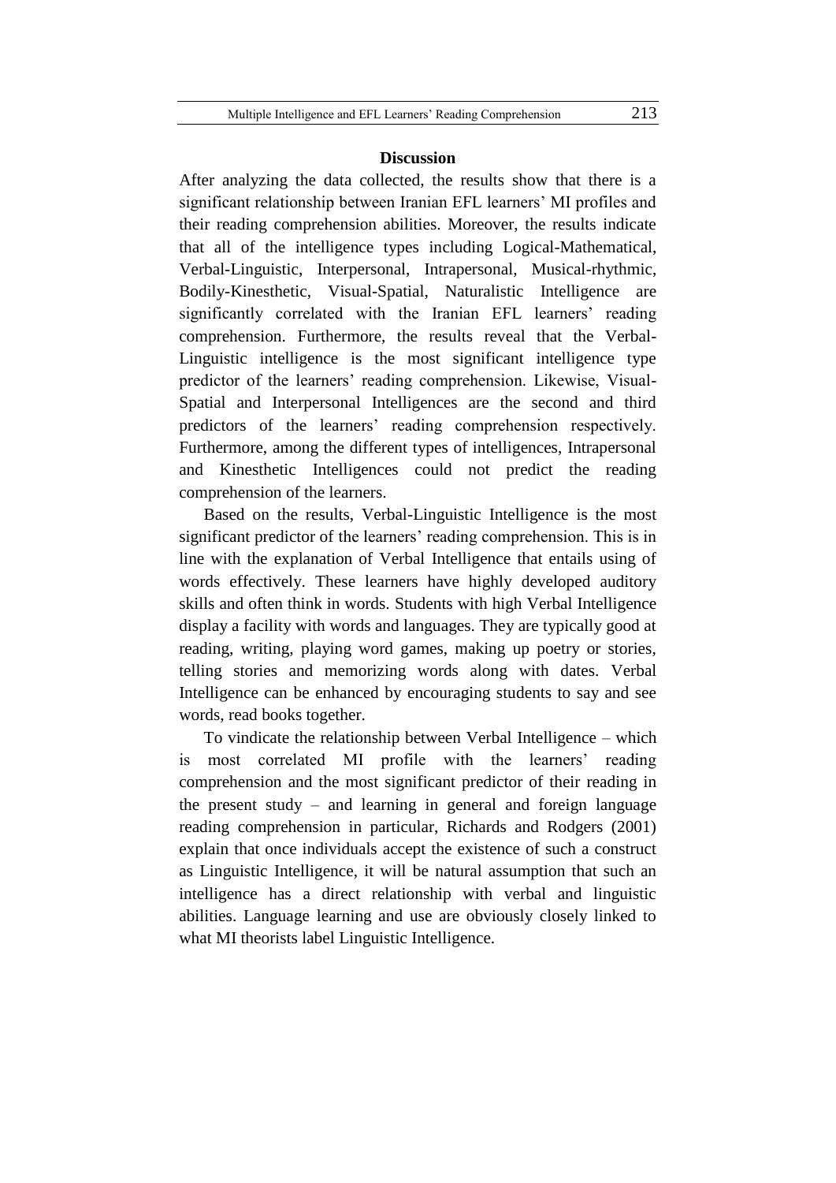## Discussion

After analyzing the data collected, the results show that there is a significant relationship between Iranian EFL learners' MI profiles and their reading comprehension abilities. Moreover, the results indicate that all of the intelligence types including Logical-Mathematical, Verbal-Linguistic, Interpersonal, Intrapersonal, Musical-rhythmic, Bodily-Kinesthetic, Visual-Spatial, Naturalistic Intelligence are significantly correlated with the Iranian EFL learners' reading comprehension. Furthermore, the results reveal that the Verbal-Linguistic intelligence is the most significant intelligence type predictor of the learners' reading comprehension. Likewise, Visual-Spatial and Interpersonal Intelligences are the second and third predictors of the learners' reading comprehension respectively. Furthermore, among the different types of intelligences, Intrapersonal and Kinesthetic Intelligences could not predict the reading comprehension of the learners.

Based on the results, Verbal-Linguistic Intelligence is the most significant predictor of the learners' reading comprehension. This is in line with the explanation of Verbal Intelligence that entails using of words effectively. These learners have highly developed auditory skills and often think in words. Students with high Verbal Intelligence display a facility with words and languages. They are typically good at reading, writing, playing word games, making up poetry or stories, telling stories and memorizing words along with dates. Verbal Intelligence can be enhanced by encouraging students to say and see words, read books together.

To vindicate the relationship between Verbal Intelligence – which is most correlated MI profile with the learners' reading comprehension and the most significant predictor of their reading in the present study – and learning in general and foreign language reading comprehension in particular, Richards and Rodgers (2001) explain that once individuals accept the existence of such a construct as Linguistic Intelligence, it will be natural assumption that such an intelligence has a direct relationship with verbal and linguistic abilities. Language learning and use are obviously closely linked to what MI theorists label Linguistic Intelligence.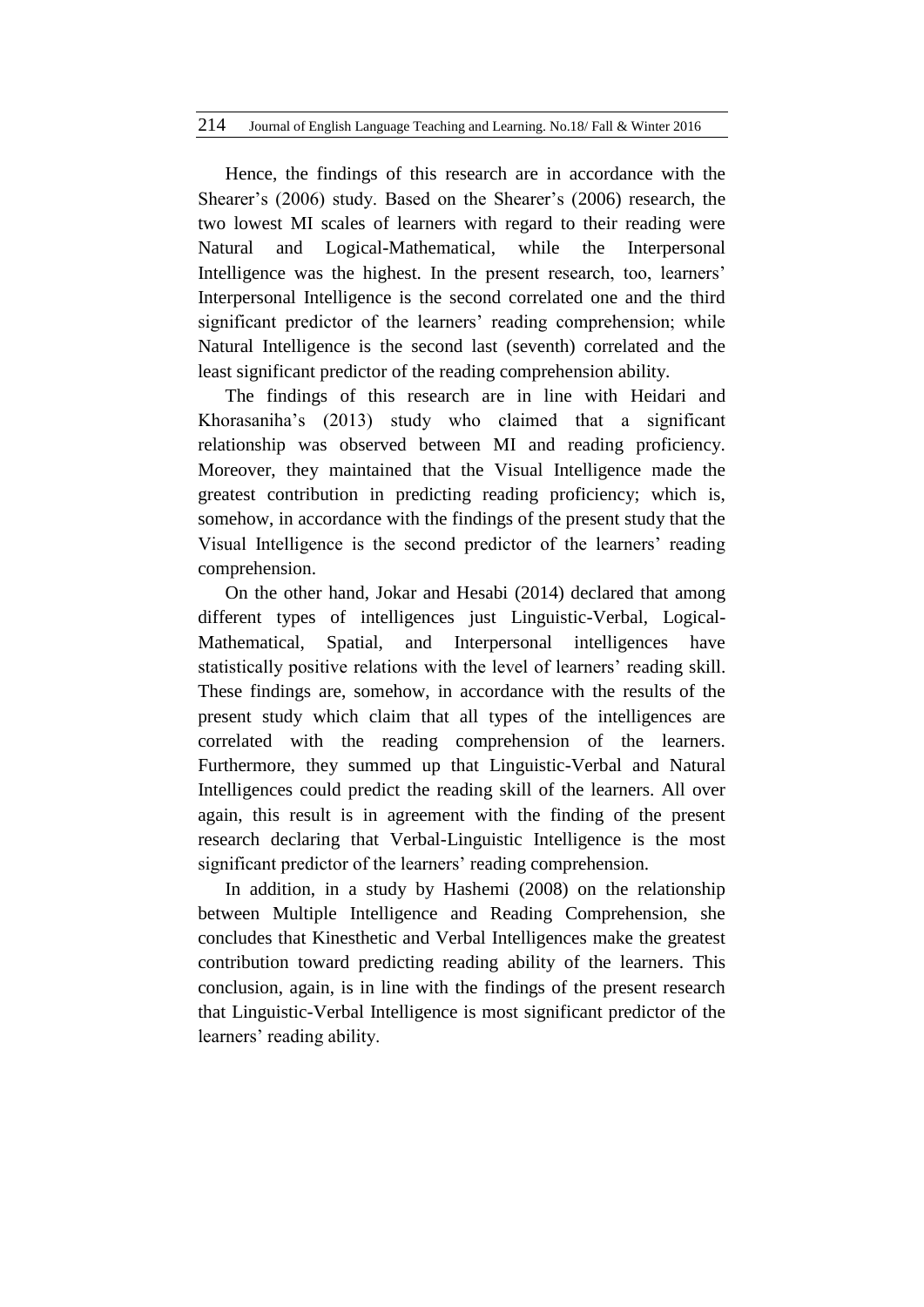Hence, the findings of this research are in accordance with the Shearer's (2006) study. Based on the Shearer's (2006) research, the two lowest MI scales of learners with regard to their reading were Natural and Logical-Mathematical, while the Interpersonal Intelligence was the highest. In the present research, too, learners' Interpersonal Intelligence is the second correlated one and the third significant predictor of the learners' reading comprehension; while Natural Intelligence is the second last (seventh) correlated and the least significant predictor of the reading comprehension ability.

The findings of this research are in line with Heidari and Khorasaniha's (2013) study who claimed that a significant relationship was observed between MI and reading proficiency. Moreover, they maintained that the Visual Intelligence made the greatest contribution in predicting reading proficiency; which is, somehow, in accordance with the findings of the present study that the Visual Intelligence is the second predictor of the learners' reading comprehension.

On the other hand, Jokar and Hesabi (2014) declared that among different types of intelligences just Linguistic-Verbal, Logical-Mathematical, Spatial, and Interpersonal intelligences have statistically positive relations with the level of learners' reading skill. These findings are, somehow, in accordance with the results of the present study which claim that all types of the intelligences are correlated with the reading comprehension of the learners. Furthermore, they summed up that Linguistic-Verbal and Natural Intelligences could predict the reading skill of the learners. All over again, this result is in agreement with the finding of the present research declaring that Verbal-Linguistic Intelligence is the most significant predictor of the learners' reading comprehension.

In addition, in a study by Hashemi (2008) on the relationship between Multiple Intelligence and Reading Comprehension, she concludes that Kinesthetic and Verbal Intelligences make the greatest contribution toward predicting reading ability of the learners. This conclusion, again, is in line with the findings of the present research that Linguistic-Verbal Intelligence is most significant predictor of the learners' reading ability.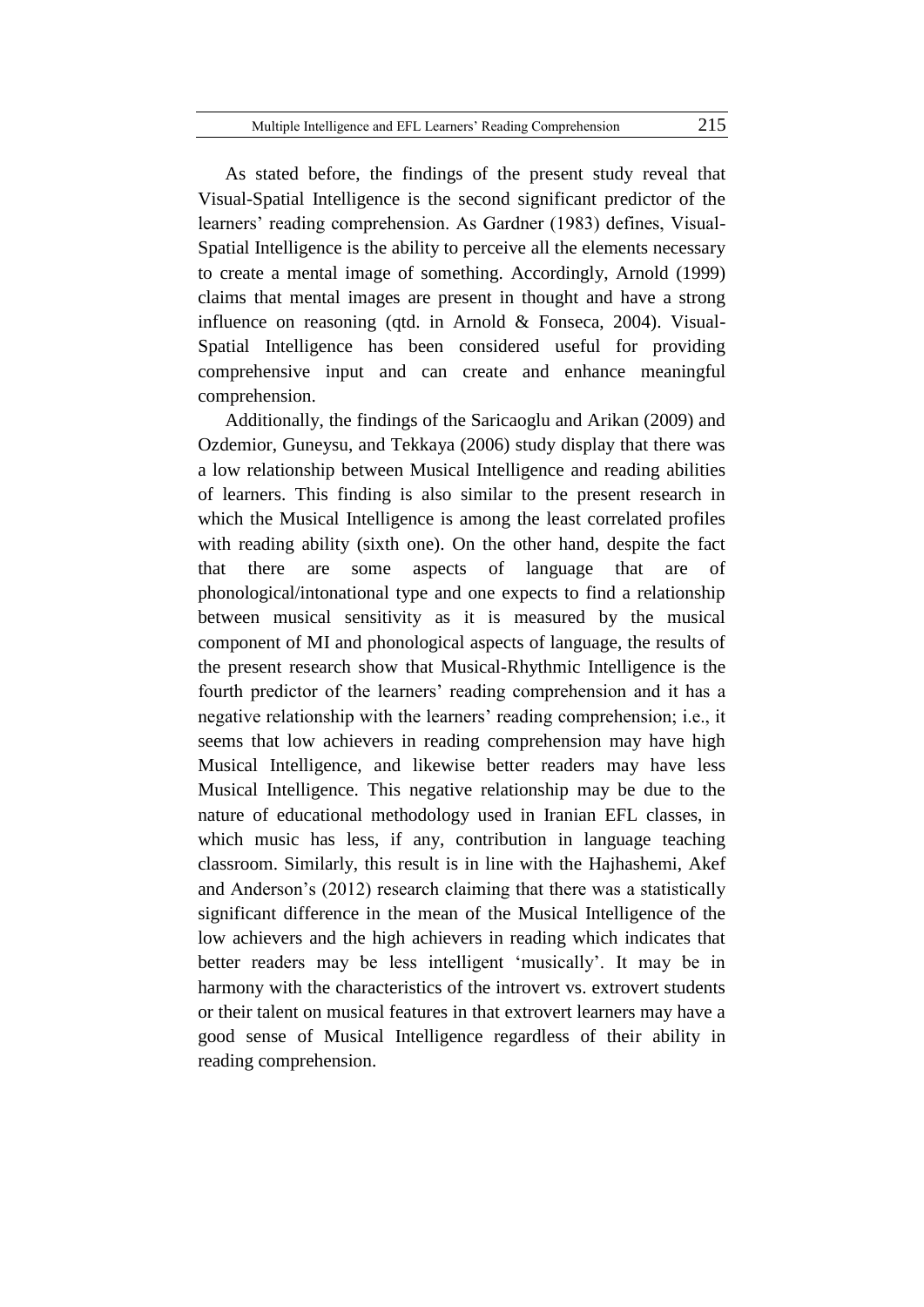As stated before, the findings of the present study reveal that Visual-Spatial Intelligence is the second significant predictor of the learners' reading comprehension. As Gardner (1983) defines, Visual-Spatial Intelligence is the ability to perceive all the elements necessary to create a mental image of something. Accordingly, Arnold (1999) claims that mental images are present in thought and have a strong influence on reasoning (qtd. in Arnold & Fonseca, 2004). Visual-Spatial Intelligence has been considered useful for providing comprehensive input and can create and enhance meaningful comprehension.

Additionally, the findings of the Saricaoglu and Arikan (2009) and Ozdemior, Guneysu, and Tekkaya (2006) study display that there was a low relationship between Musical Intelligence and reading abilities of learners. This finding is also similar to the present research in which the Musical Intelligence is among the least correlated profiles with reading ability (sixth one). On the other hand, despite the fact that there are some aspects of language that are of phonological/intonational type and one expects to find a relationship between musical sensitivity as it is measured by the musical component of MI and phonological aspects of language, the results of the present research show that Musical-Rhythmic Intelligence is the fourth predictor of the learners' reading comprehension and it has a negative relationship with the learners' reading comprehension; i.e., it seems that low achievers in reading comprehension may have high Musical Intelligence, and likewise better readers may have less Musical Intelligence. This negative relationship may be due to the nature of educational methodology used in Iranian EFL classes, in which music has less, if any, contribution in language teaching classroom. Similarly, this result is in line with the Hajhashemi, Akef and Anderson's (2012) research claiming that there was a statistically significant difference in the mean of the Musical Intelligence of the low achievers and the high achievers in reading which indicates that better readers may be less intelligent 'musically'. It may be in harmony with the characteristics of the introvert vs. extrovert students or their talent on musical features in that extrovert learners may have a good sense of Musical Intelligence regardless of their ability in reading comprehension.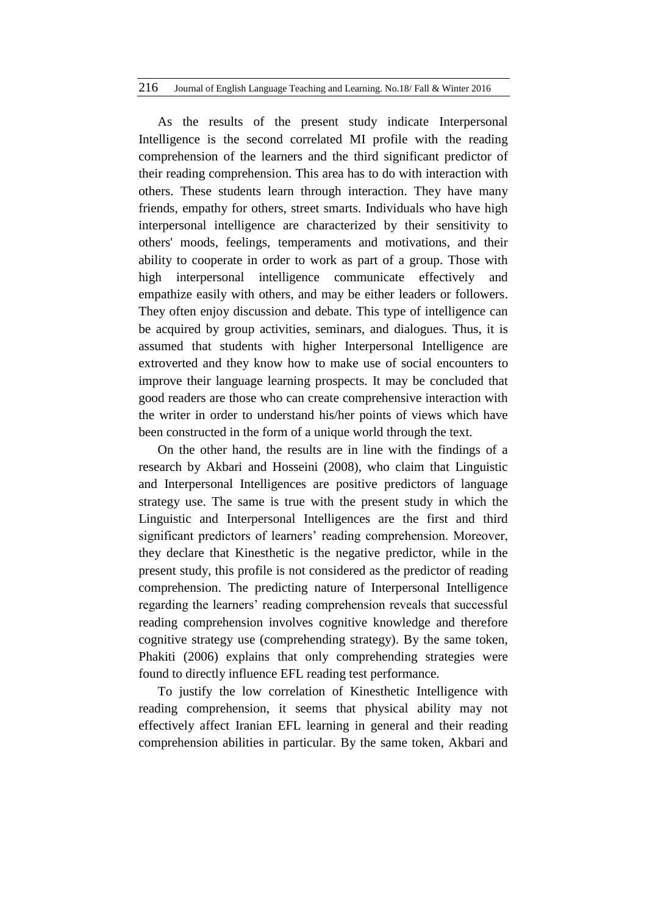As the results of the present study indicate Interpersonal Intelligence is the second correlated MI profile with the reading comprehension of the learners and the third significant predictor of their reading comprehension. This area has to do with interaction with others. These students learn through interaction. They have many friends, empathy for others, street smarts. Individuals who have high interpersonal intelligence are characterized by their sensitivity to others' moods, feelings, temperaments and motivations, and their ability to cooperate in order to work as part of a group. Those with high interpersonal intelligence communicate effectively and empathize easily with others, and may be either leaders or followers. They often enjoy discussion and debate. This type of intelligence can be acquired by group activities, seminars, and dialogues. Thus, it is assumed that students with higher Interpersonal Intelligence are extroverted and they know how to make use of social encounters to improve their language learning prospects. It may be concluded that good readers are those who can create comprehensive interaction with the writer in order to understand his/her points of views which have been constructed in the form of a unique world through the text.

On the other hand, the results are in line with the findings of a research by Akbari and Hosseini (2008), who claim that Linguistic and Interpersonal Intelligences are positive predictors of language strategy use. The same is true with the present study in which the Linguistic and Interpersonal Intelligences are the first and third significant predictors of learners' reading comprehension. Moreover, they declare that Kinesthetic is the negative predictor, while in the present study, this profile is not considered as the predictor of reading comprehension. The predicting nature of Interpersonal Intelligence regarding the learners' reading comprehension reveals that successful reading comprehension involves cognitive knowledge and therefore cognitive strategy use (comprehending strategy). By the same token, Phakiti (2006) explains that only comprehending strategies were found to directly influence EFL reading test performance.

To justify the low correlation of Kinesthetic Intelligence with reading comprehension, it seems that physical ability may not effectively affect Iranian EFL learning in general and their reading comprehension abilities in particular. By the same token, Akbari and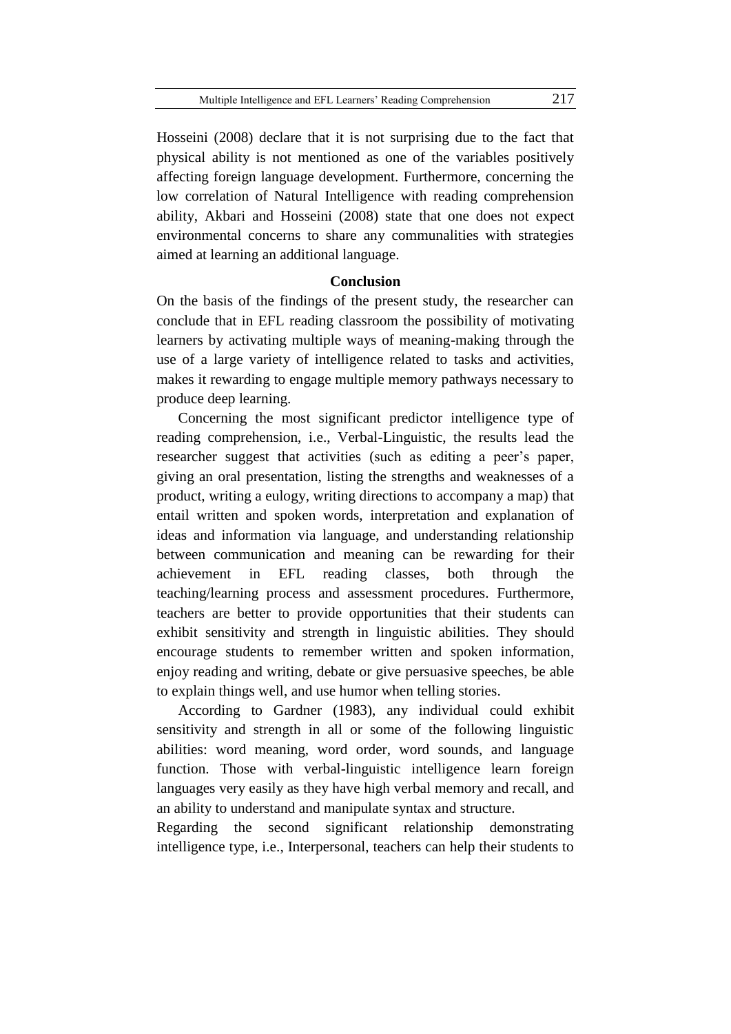Hosseini (2008) declare that it is not surprising due to the fact that physical ability is not mentioned as one of the variables positively affecting foreign language development. Furthermore, concerning the low correlation of Natural Intelligence with reading comprehension ability, Akbari and Hosseini (2008) state that one does not expect environmental concerns to share any communalities with strategies aimed at learning an additional language.

## Conclusion

On the basis of the findings of the present study, the researcher can conclude that in EFL reading classroom the possibility of motivating learners by activating multiple ways of meaning-making through the use of a large variety of intelligence related to tasks and activities, makes it rewarding to engage multiple memory pathways necessary to produce deep learning.

Concerning the most significant predictor intelligence type of reading comprehension, i.e., Verbal-Linguistic, the results lead the researcher suggest that activities (such as editing a peer's paper, giving an oral presentation, listing the strengths and weaknesses of a product, writing a eulogy, writing directions to accompany a map) that entail written and spoken words, interpretation and explanation of ideas and information via language, and understanding relationship between communication and meaning can be rewarding for their achievement in EFL reading classes, both through the teaching/learning process and assessment procedures. Furthermore, teachers are better to provide opportunities that their students can exhibit sensitivity and strength in linguistic abilities. They should encourage students to remember written and spoken information, enjoy reading and writing, debate or give persuasive speeches, be able to explain things well, and use humor when telling stories.

According to Gardner (1983), any individual could exhibit sensitivity and strength in all or some of the following linguistic abilities: word meaning, word order, word sounds, and language function. Those with verbal-linguistic intelligence learn foreign languages very easily as they have high verbal memory and recall, and an ability to understand and manipulate syntax and structure.

Regarding the second significant relationship demonstrating intelligence type, i.e., Interpersonal, teachers can help their students to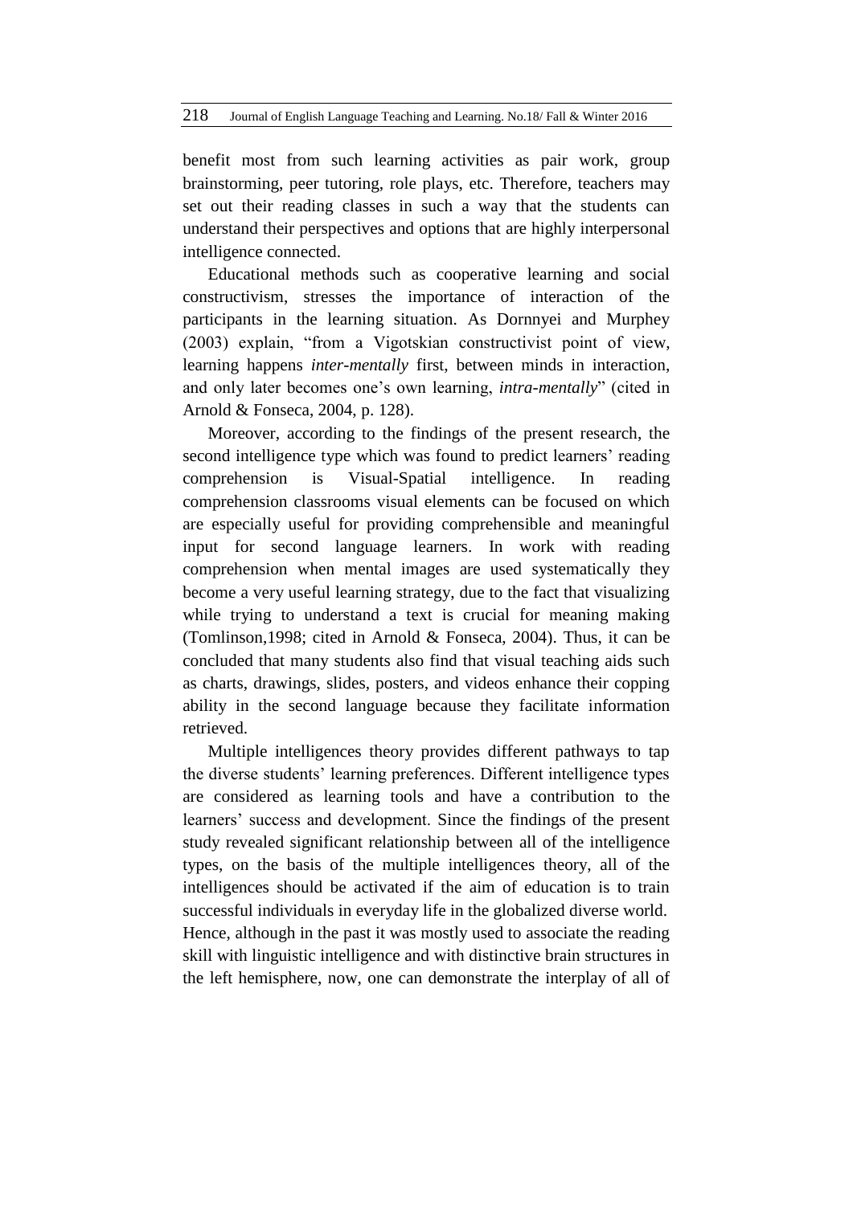benefit most from such learning activities as pair work, group brainstorming, peer tutoring, role plays, etc. Therefore, teachers may set out their reading classes in such a way that the students can understand their perspectives and options that are highly interpersonal intelligence connected.

Educational methods such as cooperative learning and social constructivism, stresses the importance of interaction of the participants in the learning situation. As Dornnyei and Murphey (2003) explain, "from a Vigotskian constructivist point of view, learning happens *inter-mentally* first, between minds in interaction, and only later becomes one's own learning, *intra-mentally*" (cited in Arnold & Fonseca, 2004, p. 128).

Moreover, according to the findings of the present research, the second intelligence type which was found to predict learners' reading comprehension is Visual-Spatial intelligence. In reading comprehension classrooms visual elements can be focused on which are especially useful for providing comprehensible and meaningful input for second language learners. In work with reading comprehension when mental images are used systematically they become a very useful learning strategy, due to the fact that visualizing while trying to understand a text is crucial for meaning making (Tomlinson,1998; cited in Arnold & Fonseca, 2004). Thus, it can be concluded that many students also find that visual teaching aids such as charts, drawings, slides, posters, and videos enhance their copping ability in the second language because they facilitate information retrieved.

Multiple intelligences theory provides different pathways to tap the diverse students' learning preferences. Different intelligence types are considered as learning tools and have a contribution to the learners' success and development. Since the findings of the present study revealed significant relationship between all of the intelligence types, on the basis of the multiple intelligences theory, all of the intelligences should be activated if the aim of education is to train successful individuals in everyday life in the globalized diverse world. Hence, although in the past it was mostly used to associate the reading skill with linguistic intelligence and with distinctive brain structures in the left hemisphere, now, one can demonstrate the interplay of all of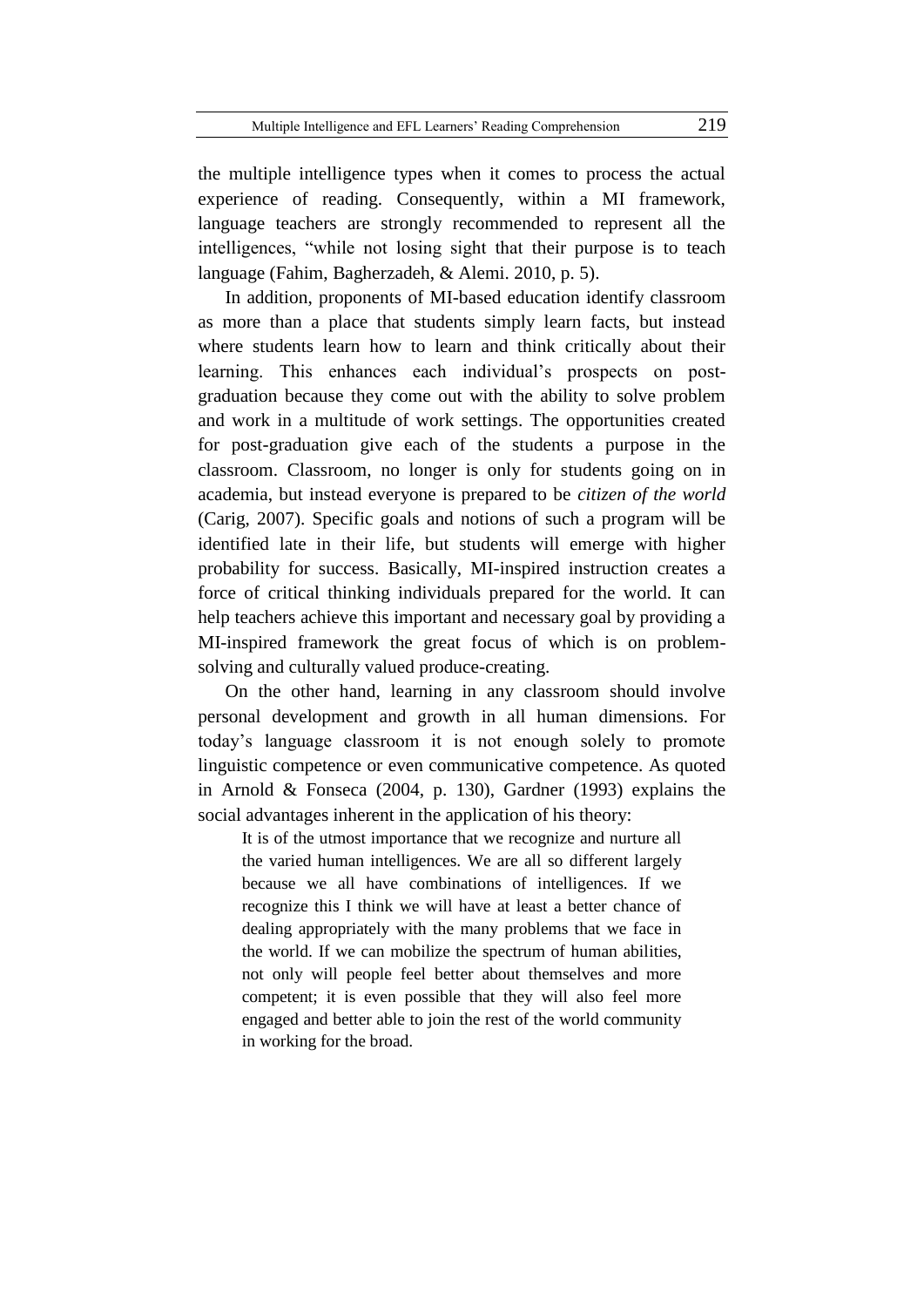the multiple intelligence types when it comes to process the actual experience of reading. Consequently, within a MI framework, language teachers are strongly recommended to represent all the intelligences, "while not losing sight that their purpose is to teach language (Fahim, Bagherzadeh, & Alemi. 2010, p. 5).

In addition, proponents of MI-based education identify classroom as more than a place that students simply learn facts, but instead where students learn how to learn and think critically about their learning. This enhances each individual's prospects on post-graduation because they come out with the ability to solve problem and work in a multitude of work settings. The opportunities created for post-graduation give each of the students a purpose in the classroom. Classroom, no longer is only for students going on in academia, but instead everyone is prepared to be *citizen of the world* (Carig, 2007). Specific goals and notions of such a program will be identified late in their life, but students will emerge with higher probability for success. Basically, MI-inspired instruction creates a force of critical thinking individuals prepared for the world. It can help teachers achieve this important and necessary goal by providing a MI-inspired framework the great focus of which is on problem-solving and culturally valued produce-creating.

On the other hand, learning in any classroom should involve personal development and growth in all human dimensions. For today's language classroom it is not enough solely to promote linguistic competence or even communicative competence. As quoted in Arnold & Fonseca (2004, p. 130), Gardner (1993) explains the social advantages inherent in the application of his theory:

> It is of the utmost importance that we recognize and nurture all the varied human intelligences. We are all so different largely because we all have combinations of intelligences. If we recognize this I think we will have at least a better chance of dealing appropriately with the many problems that we face in the world. If we can mobilize the spectrum of human abilities, not only will people feel better about themselves and more competent; it is even possible that they will also feel more engaged and better able to join the rest of the world community in working for the broad.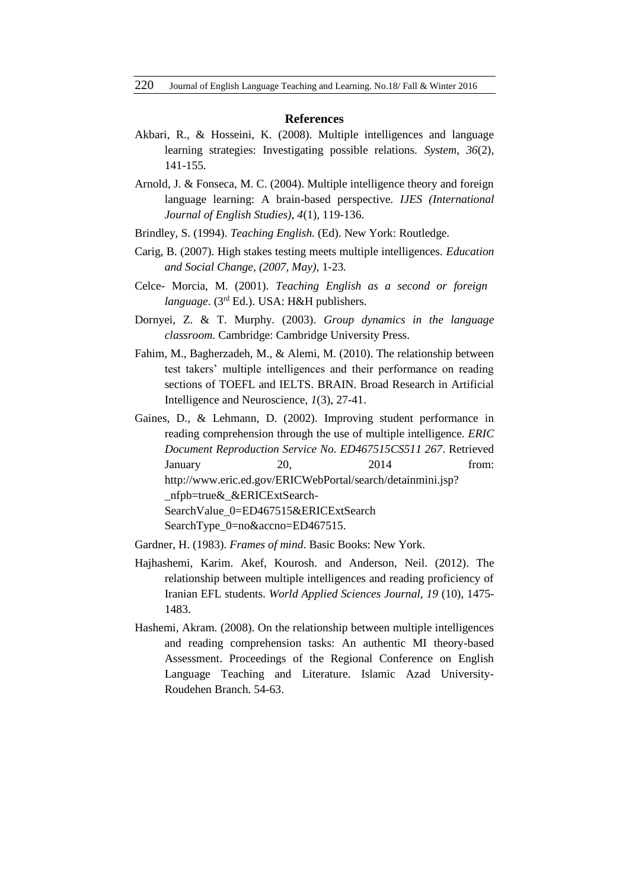## References

Akbari, R., & Hosseini, K. (2008). Multiple intelligences and language learning strategies: Investigating possible relations. *System, 36*(2), 141-155.

Arnold, J. & Fonseca, M. C. (2004). Multiple intelligence theory and foreign language learning: A brain-based perspective. *IJES (International Journal of English Studies), 4*(1), 119-136.

Brindley, S. (1994). *Teaching English.* (Ed). New York: Routledge.

Carig, B. (2007). High stakes testing meets multiple intelligences. *Education and Social Change, (2007, May),* 1-23.

Celce- Morcia, M. (2001). *Teaching English as a second or foreign language*. (3rd Ed.). USA: H&H publishers.

Dornyei, Z. & T. Murphy. (2003). *Group dynamics in the language classroom.* Cambridge: Cambridge University Press.

Fahim, M., Bagherzadeh, M., & Alemi, M. (2010). The relationship between test takers' multiple intelligences and their performance on reading sections of TOEFL and IELTS. BRAIN. Broad Research in Artificial Intelligence and Neuroscience, *1*(3), 27-41.

Gaines, D., & Lehmann, D. (2002). Improving student performance in reading comprehension through the use of multiple intelligence. *ERIC Document Reproduction Service No. ED467515CS511 267*. Retrieved January 20, 2014 from: http://www.eric.ed.gov/ERICWebPortal/search/detainmini.jsp?_nfpb=true&_&ERICExtSearch-SearchValue_0=ED467515&ERICExtSearch SearchType_0=no&accno=ED467515.

Gardner, H. (1983). *Frames of mind*. Basic Books: New York.

Hajhashemi, Karim. Akef, Kourosh. and Anderson, Neil. (2012). The relationship between multiple intelligences and reading proficiency of Iranian EFL students. *World Applied Sciences Journal, 19* (10), 1475-1483.

Hashemi, Akram. (2008). On the relationship between multiple intelligences and reading comprehension tasks: An authentic MI theory-based Assessment. Proceedings of the Regional Conference on English Language Teaching and Literature. Islamic Azad University-Roudehen Branch. 54-63.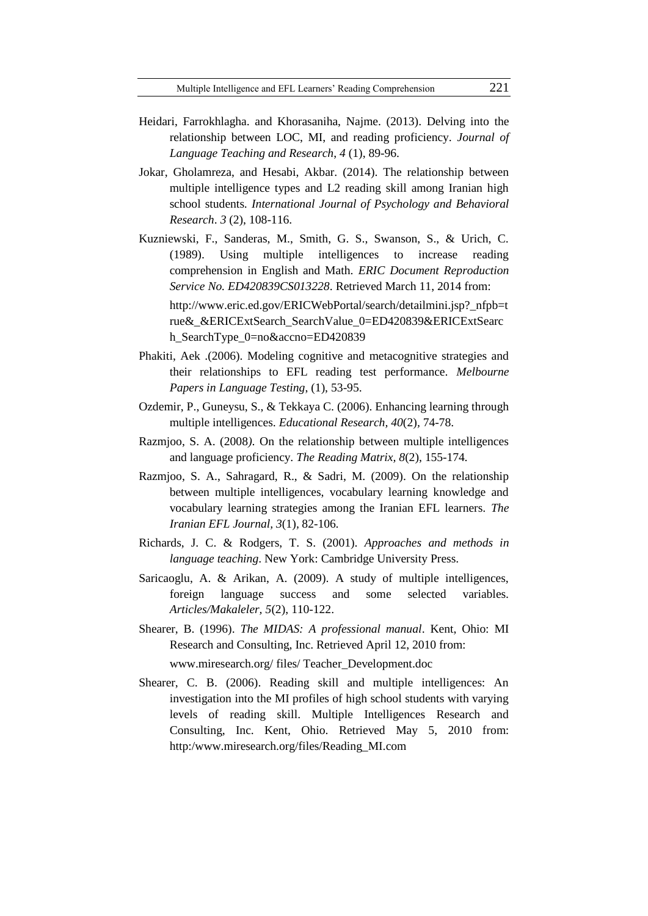Heidari, Farrokhlagha. and Khorasaniha, Najme. (2013). Delving into the relationship between LOC, MI, and reading proficiency. *Journal of Language Teaching and Research, 4* (1), 89-96.

Jokar, Gholamreza, and Hesabi, Akbar. (2014). The relationship between multiple intelligence types and L2 reading skill among Iranian high school students. *International Journal of Psychology and Behavioral Research*. *3* (2), 108-116.

Kuzniewski, F., Sanderas, M., Smith, G. S., Swanson, S., & Urich, C. (1989). Using multiple intelligences to increase reading comprehension in English and Math. *ERIC Document Reproduction Service No. ED420839CS013228*. Retrieved March 11, 2014 from:

http://www.eric.ed.gov/ERICWebPortal/search/detailmini.jsp?_nfpb=true&_&ERICExtSearch_SearchValue_0=ED420839&ERICExtSearch_SearchType_0=no&accno=ED420839

Phakiti, Aek .(2006). Modeling cognitive and metacognitive strategies and their relationships to EFL reading test performance. *Melbourne Papers in Language Testing*, (1), 53-95.

Ozdemir, P., Guneysu, S., & Tekkaya C. (2006). Enhancing learning through multiple intelligences. *Educational Research, 40*(2), 74-78.

Razmjoo, S. A. (2008*)*. On the relationship between multiple intelligences and language proficiency. *The Reading Matrix, 8*(2), 155-174.

Razmjoo, S. A., Sahragard, R., & Sadri, M. (2009). On the relationship between multiple intelligences, vocabulary learning knowledge and vocabulary learning strategies among the Iranian EFL learners. *The Iranian EFL Journal, 3*(1), 82-106.

Richards, J. C. & Rodgers, T. S. (2001). *Approaches and methods in language teaching*. New York: Cambridge University Press.

Saricaoglu, A. & Arikan, A. (2009). A study of multiple intelligences, foreign language success and some selected variables. *Articles/Makaleler, 5*(2), 110-122.

Shearer, B. (1996). *The MIDAS: A professional manual*. Kent, Ohio: MI Research and Consulting, Inc. Retrieved April 12, 2010 from:

www.miresearch.org/ files/ Teacher_Development.doc

Shearer, C. B. (2006). Reading skill and multiple intelligences: An investigation into the MI profiles of high school students with varying levels of reading skill. Multiple Intelligences Research and Consulting, Inc. Kent, Ohio. Retrieved May 5, 2010 from: http:/www.miresearch.org/files/Reading_MI.com